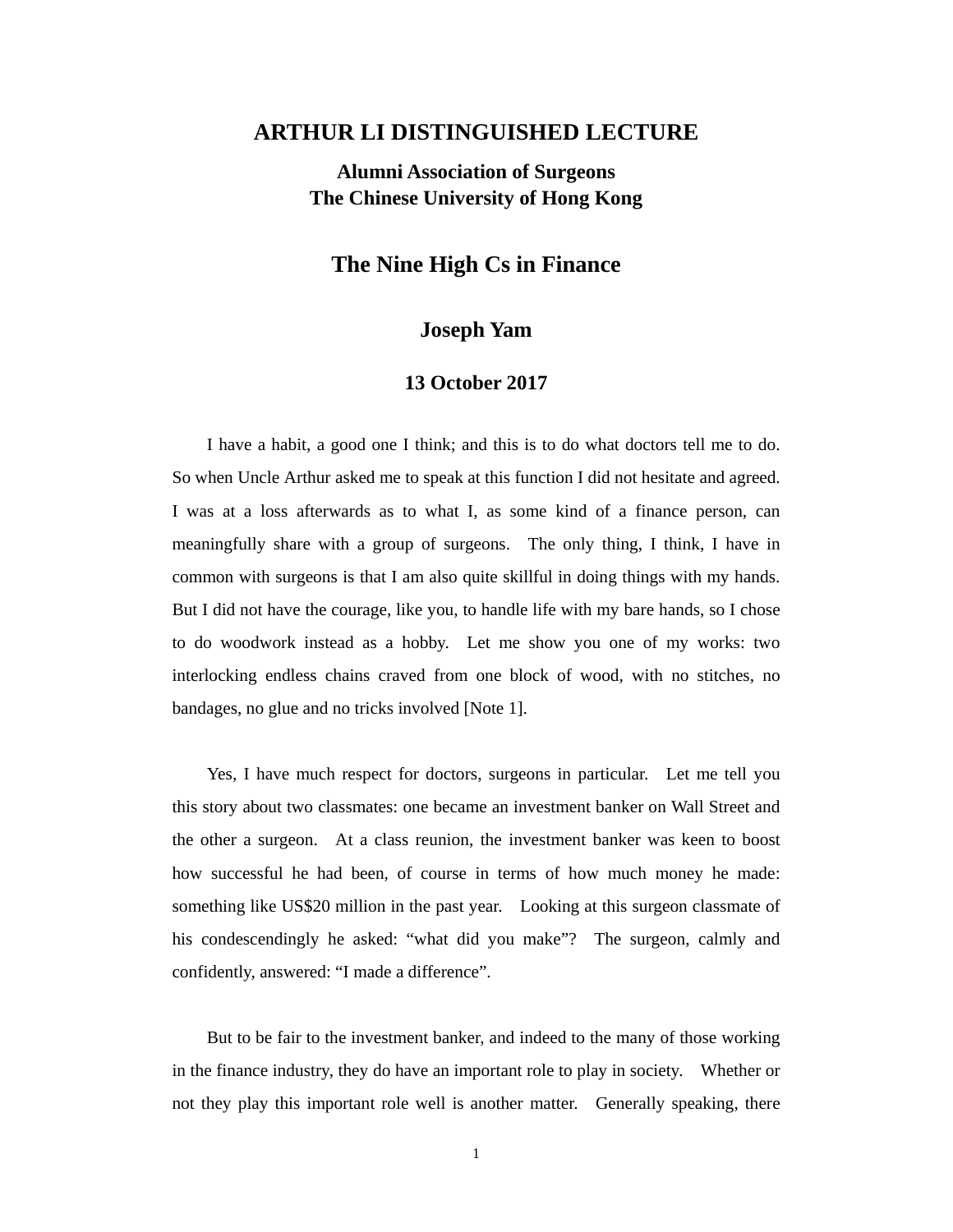# ARTHUR LI DISTINGUISHED LECTURE

## Alumni Association of Surgeons
## The Chinese University of Hong Kong

# The Nine High Cs in Finance

### Joseph Yam

### 13 October 2017

I have a habit, a good one I think; and this is to do what doctors tell me to do. So when Uncle Arthur asked me to speak at this function I did not hesitate and agreed. I was at a loss afterwards as to what I, as some kind of a finance person, can meaningfully share with a group of surgeons. The only thing, I think, I have in common with surgeons is that I am also quite skillful in doing things with my hands. But I did not have the courage, like you, to handle life with my bare hands, so I chose to do woodwork instead as a hobby. Let me show you one of my works: two interlocking endless chains craved from one block of wood, with no stitches, no bandages, no glue and no tricks involved [Note 1].

Yes, I have much respect for doctors, surgeons in particular. Let me tell you this story about two classmates: one became an investment banker on Wall Street and the other a surgeon. At a class reunion, the investment banker was keen to boost how successful he had been, of course in terms of how much money he made: something like US$20 million in the past year. Looking at this surgeon classmate of his condescendingly he asked: "what did you make"? The surgeon, calmly and confidently, answered: "I made a difference".

But to be fair to the investment banker, and indeed to the many of those working in the finance industry, they do have an important role to play in society. Whether or not they play this important role well is another matter. Generally speaking, there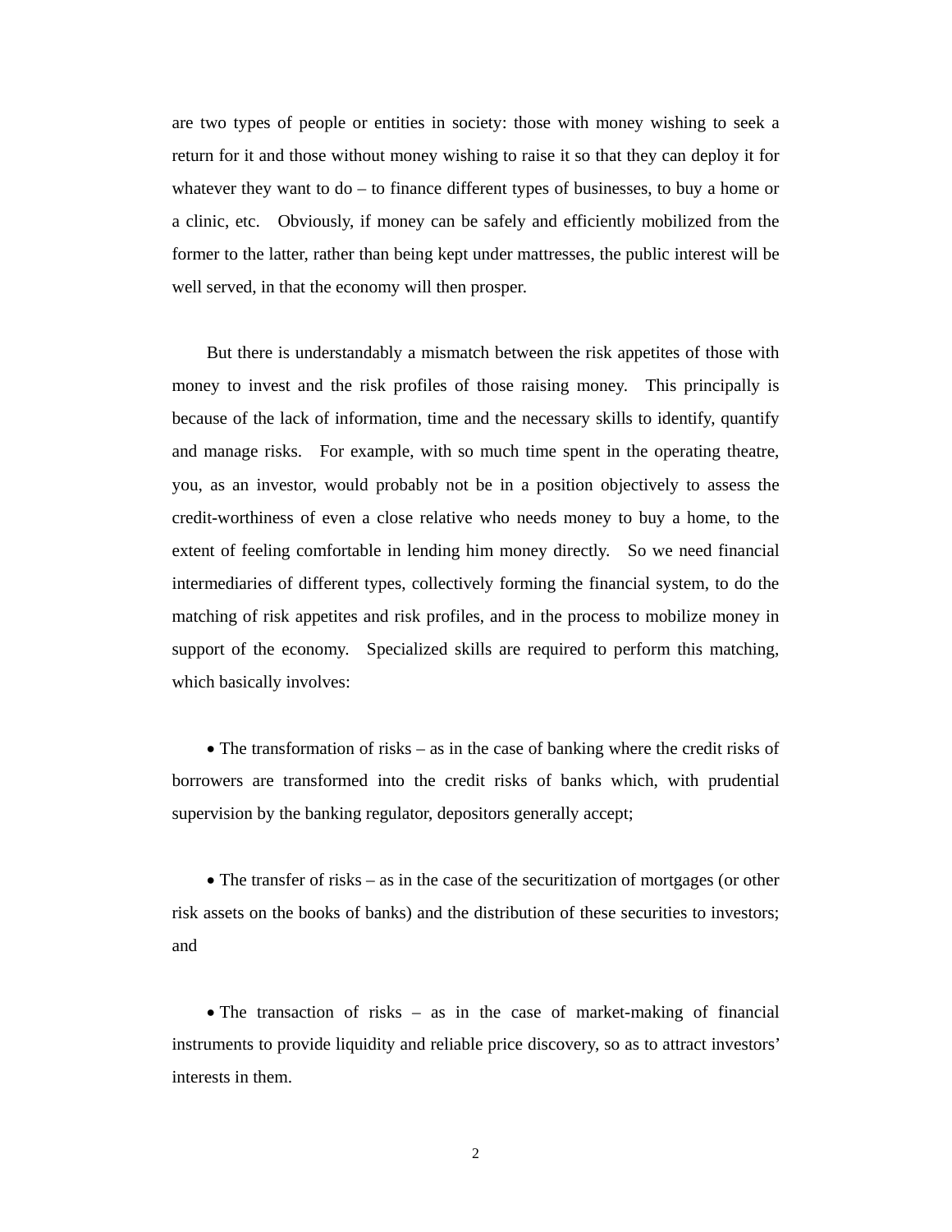are two types of people or entities in society: those with money wishing to seek a return for it and those without money wishing to raise it so that they can deploy it for whatever they want to do – to finance different types of businesses, to buy a home or a clinic, etc. Obviously, if money can be safely and efficiently mobilized from the former to the latter, rather than being kept under mattresses, the public interest will be well served, in that the economy will then prosper.

But there is understandably a mismatch between the risk appetites of those with money to invest and the risk profiles of those raising money. This principally is because of the lack of information, time and the necessary skills to identify, quantify and manage risks. For example, with so much time spent in the operating theatre, you, as an investor, would probably not be in a position objectively to assess the credit-worthiness of even a close relative who needs money to buy a home, to the extent of feeling comfortable in lending him money directly. So we need financial intermediaries of different types, collectively forming the financial system, to do the matching of risk appetites and risk profiles, and in the process to mobilize money in support of the economy. Specialized skills are required to perform this matching, which basically involves:

- The transformation of risks – as in the case of banking where the credit risks of borrowers are transformed into the credit risks of banks which, with prudential supervision by the banking regulator, depositors generally accept;

- The transfer of risks – as in the case of the securitization of mortgages (or other risk assets on the books of banks) and the distribution of these securities to investors; and

- The transaction of risks – as in the case of market-making of financial instruments to provide liquidity and reliable price discovery, so as to attract investors' interests in them.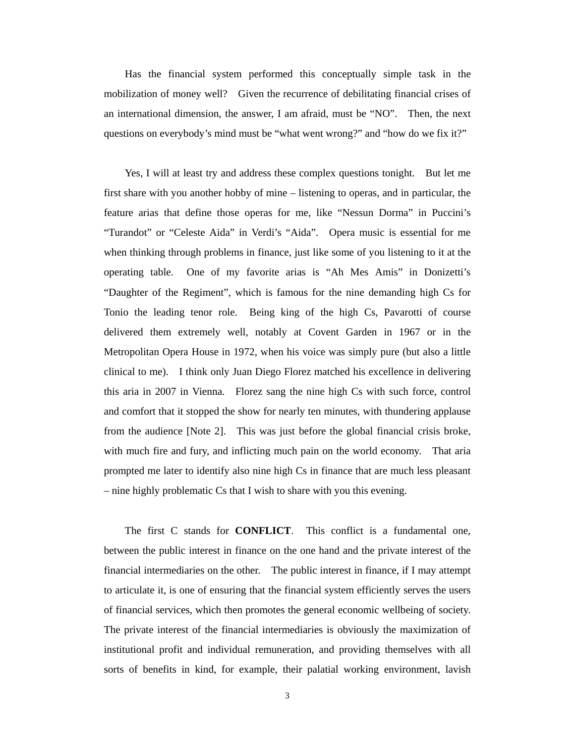Has the financial system performed this conceptually simple task in the mobilization of money well? Given the recurrence of debilitating financial crises of an international dimension, the answer, I am afraid, must be "NO". Then, the next questions on everybody's mind must be "what went wrong?" and "how do we fix it?"

Yes, I will at least try and address these complex questions tonight. But let me first share with you another hobby of mine – listening to operas, and in particular, the feature arias that define those operas for me, like "Nessun Dorma" in Puccini's "Turandot" or "Celeste Aida" in Verdi's "Aida". Opera music is essential for me when thinking through problems in finance, just like some of you listening to it at the operating table. One of my favorite arias is "Ah Mes Amis" in Donizetti's "Daughter of the Regiment", which is famous for the nine demanding high Cs for Tonio the leading tenor role. Being king of the high Cs, Pavarotti of course delivered them extremely well, notably at Covent Garden in 1967 or in the Metropolitan Opera House in 1972, when his voice was simply pure (but also a little clinical to me). I think only Juan Diego Florez matched his excellence in delivering this aria in 2007 in Vienna. Florez sang the nine high Cs with such force, control and comfort that it stopped the show for nearly ten minutes, with thundering applause from the audience [Note 2]. This was just before the global financial crisis broke, with much fire and fury, and inflicting much pain on the world economy. That aria prompted me later to identify also nine high Cs in finance that are much less pleasant – nine highly problematic Cs that I wish to share with you this evening.

The first C stands for **CONFLICT**. This conflict is a fundamental one, between the public interest in finance on the one hand and the private interest of the financial intermediaries on the other. The public interest in finance, if I may attempt to articulate it, is one of ensuring that the financial system efficiently serves the users of financial services, which then promotes the general economic wellbeing of society. The private interest of the financial intermediaries is obviously the maximization of institutional profit and individual remuneration, and providing themselves with all sorts of benefits in kind, for example, their palatial working environment, lavish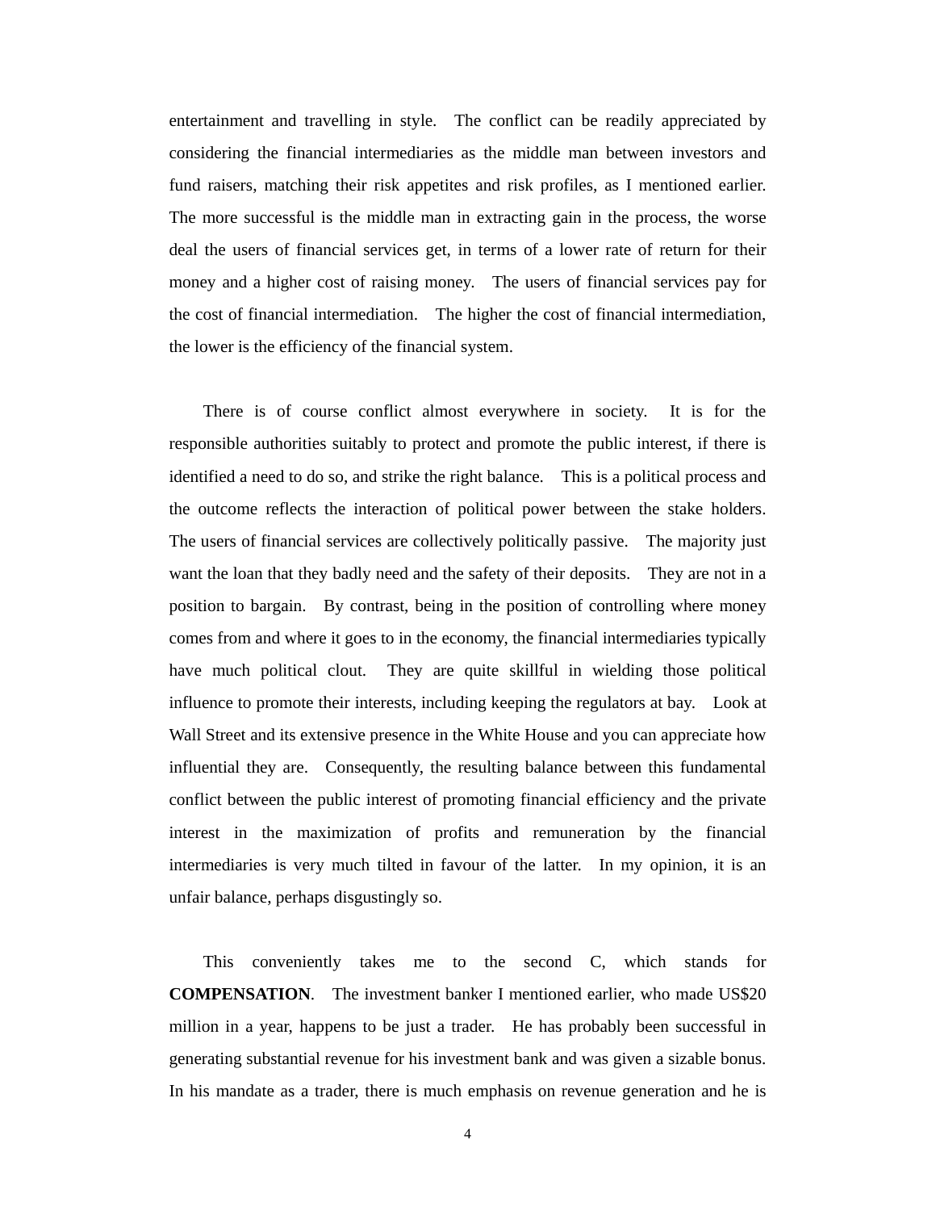entertainment and travelling in style. The conflict can be readily appreciated by considering the financial intermediaries as the middle man between investors and fund raisers, matching their risk appetites and risk profiles, as I mentioned earlier. The more successful is the middle man in extracting gain in the process, the worse deal the users of financial services get, in terms of a lower rate of return for their money and a higher cost of raising money. The users of financial services pay for the cost of financial intermediation. The higher the cost of financial intermediation, the lower is the efficiency of the financial system.

There is of course conflict almost everywhere in society. It is for the responsible authorities suitably to protect and promote the public interest, if there is identified a need to do so, and strike the right balance. This is a political process and the outcome reflects the interaction of political power between the stake holders. The users of financial services are collectively politically passive. The majority just want the loan that they badly need and the safety of their deposits. They are not in a position to bargain. By contrast, being in the position of controlling where money comes from and where it goes to in the economy, the financial intermediaries typically have much political clout. They are quite skillful in wielding those political influence to promote their interests, including keeping the regulators at bay. Look at Wall Street and its extensive presence in the White House and you can appreciate how influential they are. Consequently, the resulting balance between this fundamental conflict between the public interest of promoting financial efficiency and the private interest in the maximization of profits and remuneration by the financial intermediaries is very much tilted in favour of the latter. In my opinion, it is an unfair balance, perhaps disgustingly so.

This conveniently takes me to the second C, which stands for **COMPENSATION**. The investment banker I mentioned earlier, who made US$20 million in a year, happens to be just a trader. He has probably been successful in generating substantial revenue for his investment bank and was given a sizable bonus. In his mandate as a trader, there is much emphasis on revenue generation and he is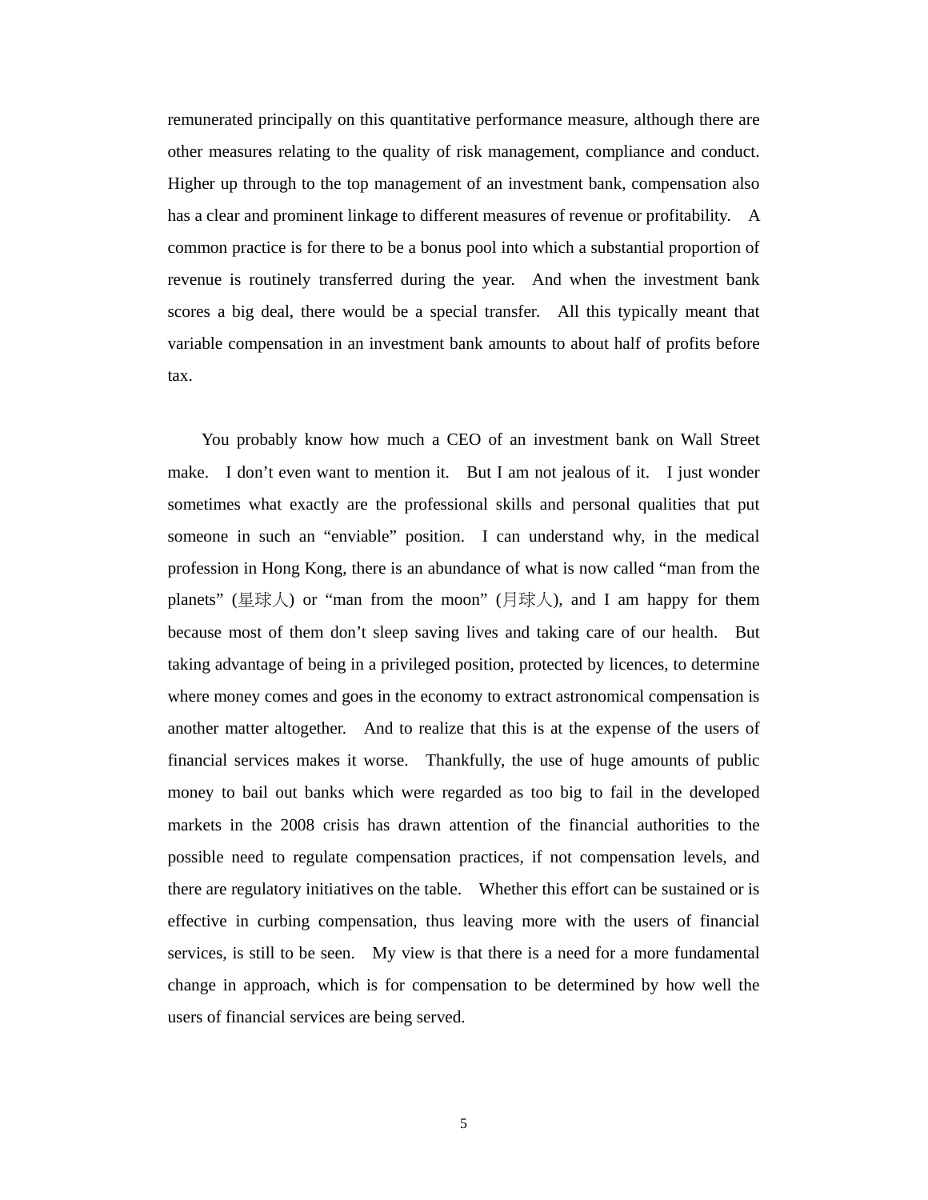remunerated principally on this quantitative performance measure, although there are other measures relating to the quality of risk management, compliance and conduct. Higher up through to the top management of an investment bank, compensation also has a clear and prominent linkage to different measures of revenue or profitability. A common practice is for there to be a bonus pool into which a substantial proportion of revenue is routinely transferred during the year. And when the investment bank scores a big deal, there would be a special transfer. All this typically meant that variable compensation in an investment bank amounts to about half of profits before tax.

You probably know how much a CEO of an investment bank on Wall Street make. I don't even want to mention it. But I am not jealous of it. I just wonder sometimes what exactly are the professional skills and personal qualities that put someone in such an "enviable" position. I can understand why, in the medical profession in Hong Kong, there is an abundance of what is now called "man from the planets" (星球人) or "man from the moon" (月球人), and I am happy for them because most of them don't sleep saving lives and taking care of our health. But taking advantage of being in a privileged position, protected by licences, to determine where money comes and goes in the economy to extract astronomical compensation is another matter altogether. And to realize that this is at the expense of the users of financial services makes it worse. Thankfully, the use of huge amounts of public money to bail out banks which were regarded as too big to fail in the developed markets in the 2008 crisis has drawn attention of the financial authorities to the possible need to regulate compensation practices, if not compensation levels, and there are regulatory initiatives on the table. Whether this effort can be sustained or is effective in curbing compensation, thus leaving more with the users of financial services, is still to be seen. My view is that there is a need for a more fundamental change in approach, which is for compensation to be determined by how well the users of financial services are being served.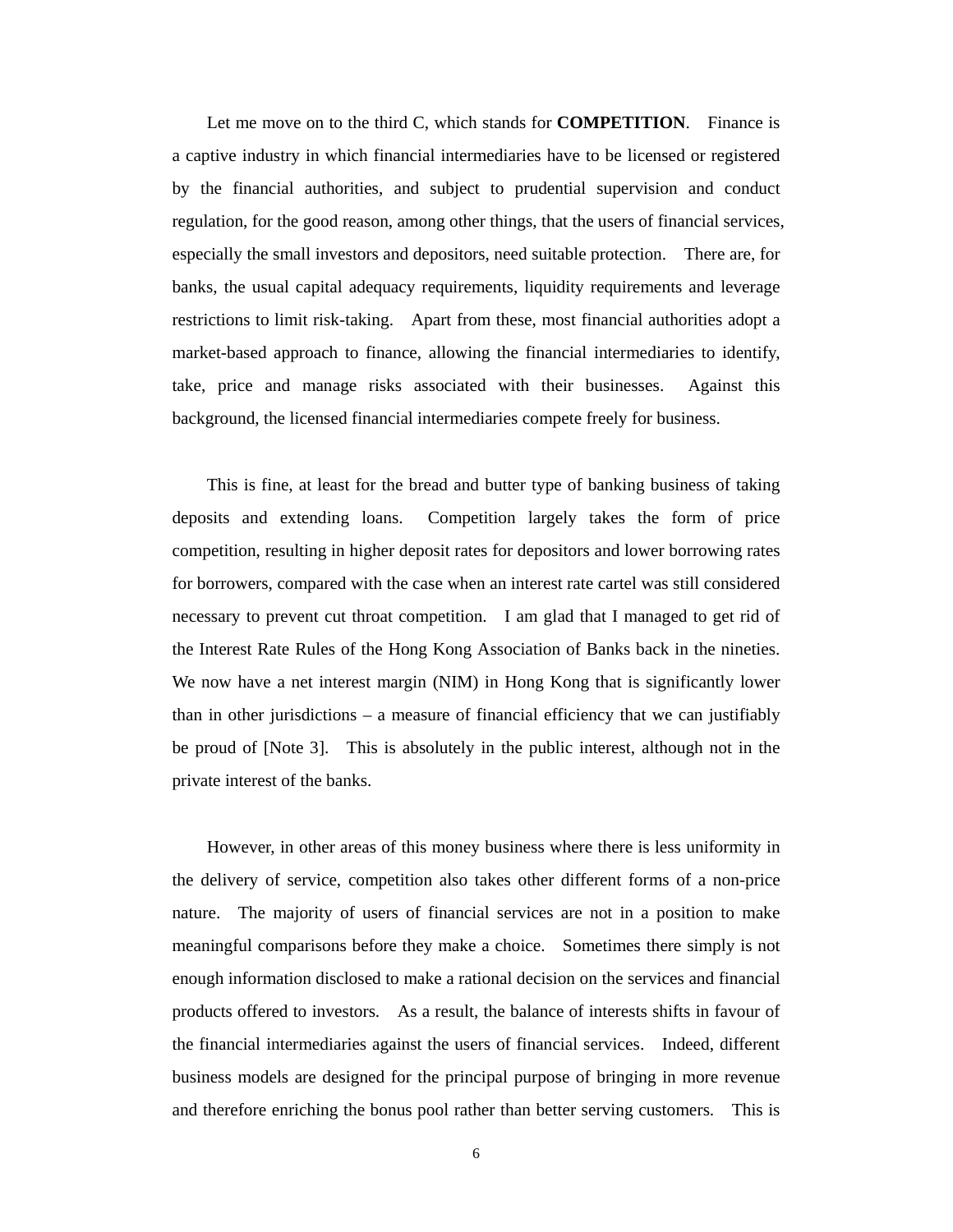Let me move on to the third C, which stands for **COMPETITION**. Finance is a captive industry in which financial intermediaries have to be licensed or registered by the financial authorities, and subject to prudential supervision and conduct regulation, for the good reason, among other things, that the users of financial services, especially the small investors and depositors, need suitable protection. There are, for banks, the usual capital adequacy requirements, liquidity requirements and leverage restrictions to limit risk-taking. Apart from these, most financial authorities adopt a market-based approach to finance, allowing the financial intermediaries to identify, take, price and manage risks associated with their businesses. Against this background, the licensed financial intermediaries compete freely for business.

This is fine, at least for the bread and butter type of banking business of taking deposits and extending loans. Competition largely takes the form of price competition, resulting in higher deposit rates for depositors and lower borrowing rates for borrowers, compared with the case when an interest rate cartel was still considered necessary to prevent cut throat competition. I am glad that I managed to get rid of the Interest Rate Rules of the Hong Kong Association of Banks back in the nineties. We now have a net interest margin (NIM) in Hong Kong that is significantly lower than in other jurisdictions – a measure of financial efficiency that we can justifiably be proud of [Note 3]. This is absolutely in the public interest, although not in the private interest of the banks.

However, in other areas of this money business where there is less uniformity in the delivery of service, competition also takes other different forms of a non-price nature. The majority of users of financial services are not in a position to make meaningful comparisons before they make a choice. Sometimes there simply is not enough information disclosed to make a rational decision on the services and financial products offered to investors. As a result, the balance of interests shifts in favour of the financial intermediaries against the users of financial services. Indeed, different business models are designed for the principal purpose of bringing in more revenue and therefore enriching the bonus pool rather than better serving customers. This is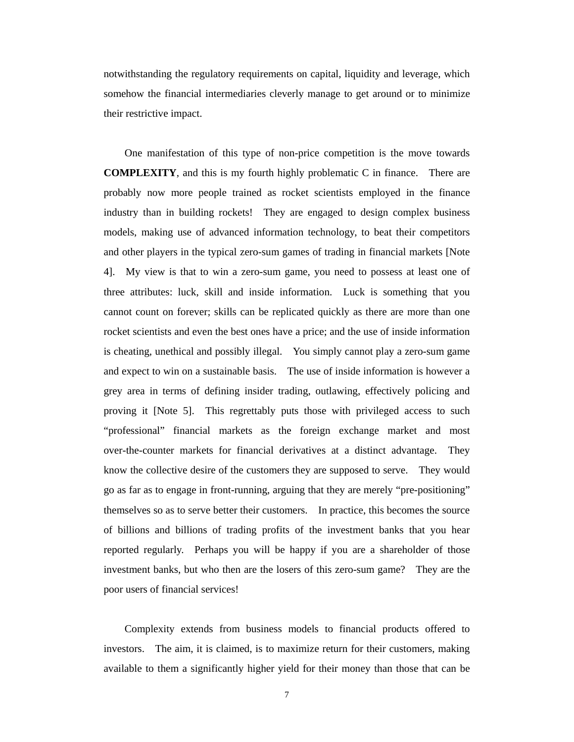notwithstanding the regulatory requirements on capital, liquidity and leverage, which somehow the financial intermediaries cleverly manage to get around or to minimize their restrictive impact.

One manifestation of this type of non-price competition is the move towards **COMPLEXITY**, and this is my fourth highly problematic C in finance. There are probably now more people trained as rocket scientists employed in the finance industry than in building rockets! They are engaged to design complex business models, making use of advanced information technology, to beat their competitors and other players in the typical zero-sum games of trading in financial markets [Note 4]. My view is that to win a zero-sum game, you need to possess at least one of three attributes: luck, skill and inside information. Luck is something that you cannot count on forever; skills can be replicated quickly as there are more than one rocket scientists and even the best ones have a price; and the use of inside information is cheating, unethical and possibly illegal. You simply cannot play a zero-sum game and expect to win on a sustainable basis. The use of inside information is however a grey area in terms of defining insider trading, outlawing, effectively policing and proving it [Note 5]. This regrettably puts those with privileged access to such "professional" financial markets as the foreign exchange market and most over-the-counter markets for financial derivatives at a distinct advantage. They know the collective desire of the customers they are supposed to serve. They would go as far as to engage in front-running, arguing that they are merely "pre-positioning" themselves so as to serve better their customers. In practice, this becomes the source of billions and billions of trading profits of the investment banks that you hear reported regularly. Perhaps you will be happy if you are a shareholder of those investment banks, but who then are the losers of this zero-sum game? They are the poor users of financial services!

Complexity extends from business models to financial products offered to investors. The aim, it is claimed, is to maximize return for their customers, making available to them a significantly higher yield for their money than those that can be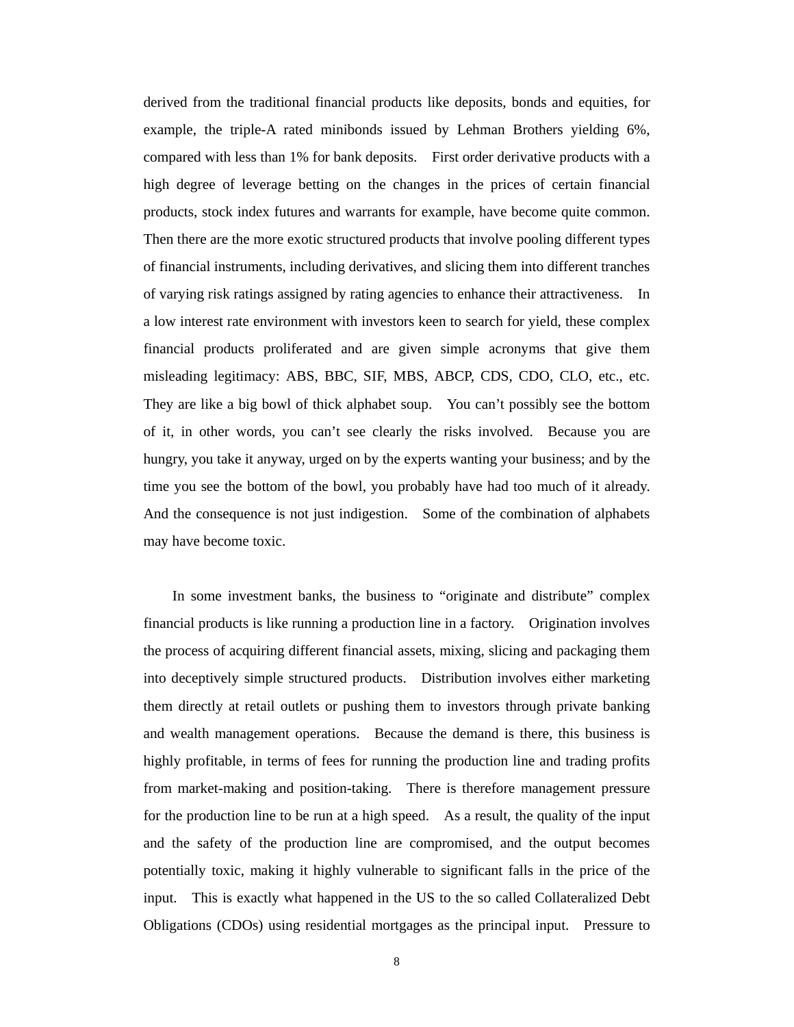derived from the traditional financial products like deposits, bonds and equities, for example, the triple-A rated minibonds issued by Lehman Brothers yielding 6%, compared with less than 1% for bank deposits. First order derivative products with a high degree of leverage betting on the changes in the prices of certain financial products, stock index futures and warrants for example, have become quite common. Then there are the more exotic structured products that involve pooling different types of financial instruments, including derivatives, and slicing them into different tranches of varying risk ratings assigned by rating agencies to enhance their attractiveness. In a low interest rate environment with investors keen to search for yield, these complex financial products proliferated and are given simple acronyms that give them misleading legitimacy: ABS, BBC, SIF, MBS, ABCP, CDS, CDO, CLO, etc., etc. They are like a big bowl of thick alphabet soup. You can't possibly see the bottom of it, in other words, you can't see clearly the risks involved. Because you are hungry, you take it anyway, urged on by the experts wanting your business; and by the time you see the bottom of the bowl, you probably have had too much of it already. And the consequence is not just indigestion. Some of the combination of alphabets may have become toxic.

In some investment banks, the business to "originate and distribute" complex financial products is like running a production line in a factory. Origination involves the process of acquiring different financial assets, mixing, slicing and packaging them into deceptively simple structured products. Distribution involves either marketing them directly at retail outlets or pushing them to investors through private banking and wealth management operations. Because the demand is there, this business is highly profitable, in terms of fees for running the production line and trading profits from market-making and position-taking. There is therefore management pressure for the production line to be run at a high speed. As a result, the quality of the input and the safety of the production line are compromised, and the output becomes potentially toxic, making it highly vulnerable to significant falls in the price of the input. This is exactly what happened in the US to the so called Collateralized Debt Obligations (CDOs) using residential mortgages as the principal input. Pressure to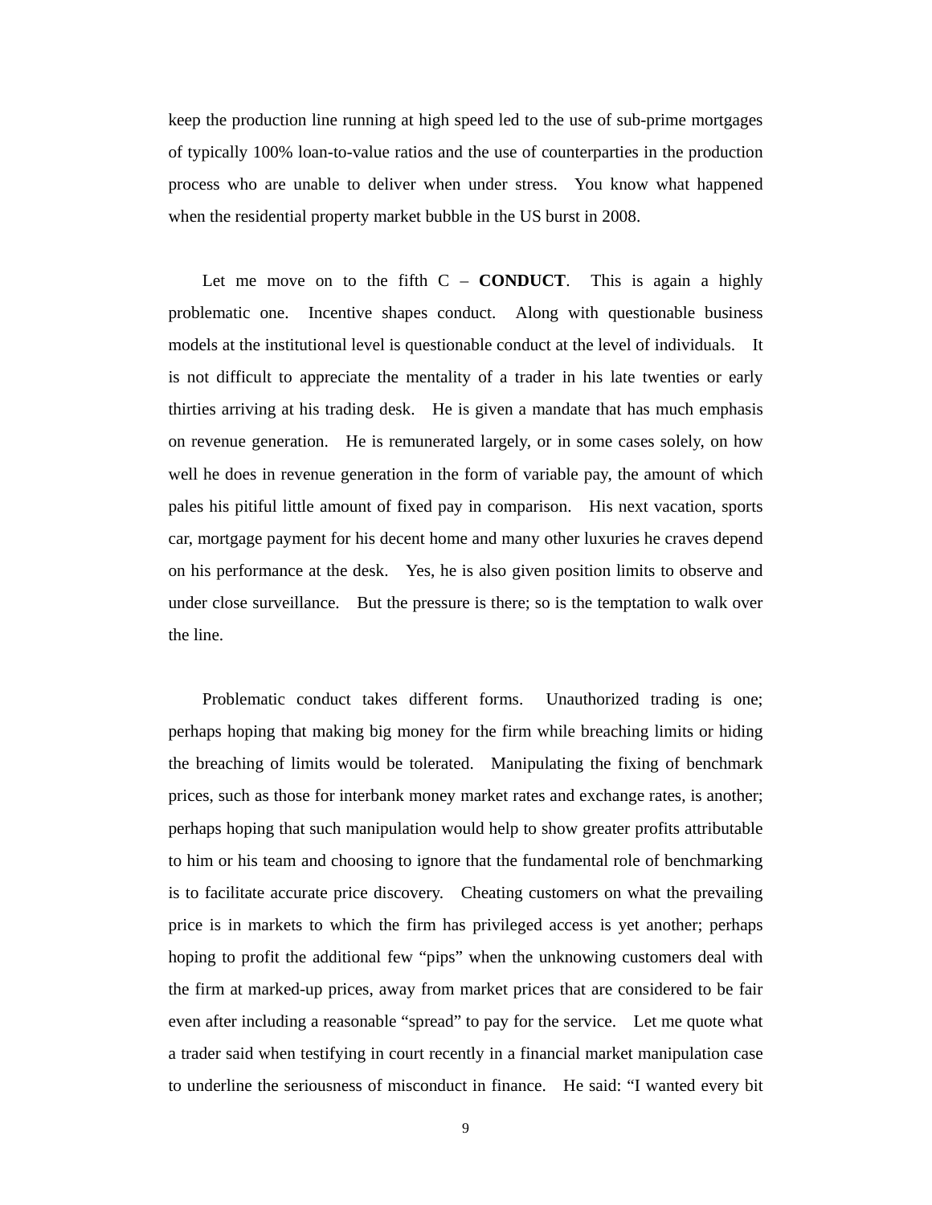keep the production line running at high speed led to the use of sub-prime mortgages of typically 100% loan-to-value ratios and the use of counterparties in the production process who are unable to deliver when under stress. You know what happened when the residential property market bubble in the US burst in 2008.

Let me move on to the fifth C – **CONDUCT**. This is again a highly problematic one. Incentive shapes conduct. Along with questionable business models at the institutional level is questionable conduct at the level of individuals. It is not difficult to appreciate the mentality of a trader in his late twenties or early thirties arriving at his trading desk. He is given a mandate that has much emphasis on revenue generation. He is remunerated largely, or in some cases solely, on how well he does in revenue generation in the form of variable pay, the amount of which pales his pitiful little amount of fixed pay in comparison. His next vacation, sports car, mortgage payment for his decent home and many other luxuries he craves depend on his performance at the desk. Yes, he is also given position limits to observe and under close surveillance. But the pressure is there; so is the temptation to walk over the line.

Problematic conduct takes different forms. Unauthorized trading is one; perhaps hoping that making big money for the firm while breaching limits or hiding the breaching of limits would be tolerated. Manipulating the fixing of benchmark prices, such as those for interbank money market rates and exchange rates, is another; perhaps hoping that such manipulation would help to show greater profits attributable to him or his team and choosing to ignore that the fundamental role of benchmarking is to facilitate accurate price discovery. Cheating customers on what the prevailing price is in markets to which the firm has privileged access is yet another; perhaps hoping to profit the additional few "pips" when the unknowing customers deal with the firm at marked-up prices, away from market prices that are considered to be fair even after including a reasonable "spread" to pay for the service. Let me quote what a trader said when testifying in court recently in a financial market manipulation case to underline the seriousness of misconduct in finance. He said: "I wanted every bit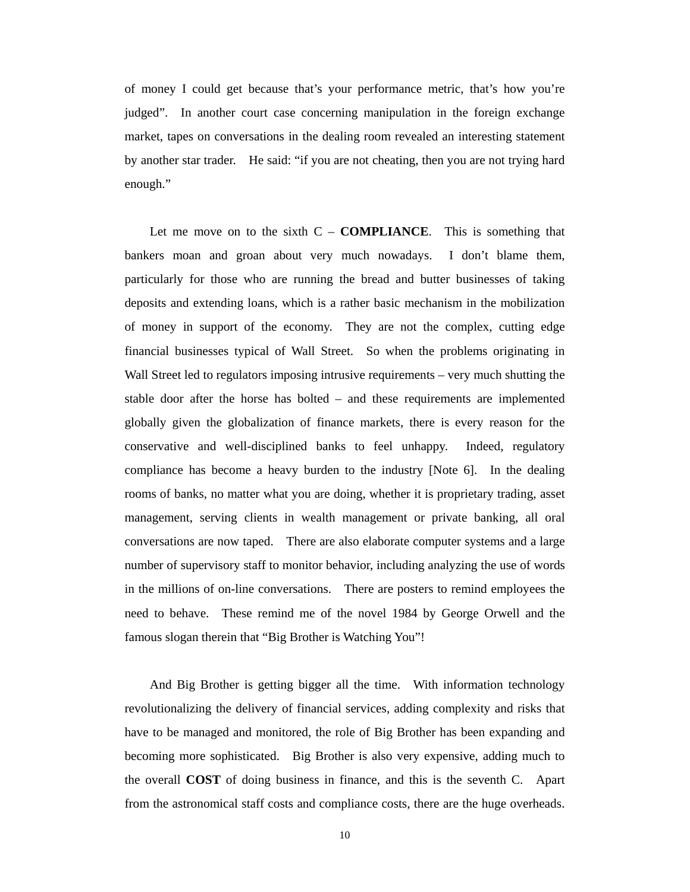of money I could get because that’s your performance metric, that’s how you’re judged”. In another court case concerning manipulation in the foreign exchange market, tapes on conversations in the dealing room revealed an interesting statement by another star trader. He said: “if you are not cheating, then you are not trying hard enough.”

Let me move on to the sixth C – **COMPLIANCE**. This is something that bankers moan and groan about very much nowadays. I don’t blame them, particularly for those who are running the bread and butter businesses of taking deposits and extending loans, which is a rather basic mechanism in the mobilization of money in support of the economy. They are not the complex, cutting edge financial businesses typical of Wall Street. So when the problems originating in Wall Street led to regulators imposing intrusive requirements – very much shutting the stable door after the horse has bolted – and these requirements are implemented globally given the globalization of finance markets, there is every reason for the conservative and well-disciplined banks to feel unhappy. Indeed, regulatory compliance has become a heavy burden to the industry [Note 6]. In the dealing rooms of banks, no matter what you are doing, whether it is proprietary trading, asset management, serving clients in wealth management or private banking, all oral conversations are now taped. There are also elaborate computer systems and a large number of supervisory staff to monitor behavior, including analyzing the use of words in the millions of on-line conversations. There are posters to remind employees the need to behave. These remind me of the novel 1984 by George Orwell and the famous slogan therein that “Big Brother is Watching You”!

And Big Brother is getting bigger all the time. With information technology revolutionalizing the delivery of financial services, adding complexity and risks that have to be managed and monitored, the role of Big Brother has been expanding and becoming more sophisticated. Big Brother is also very expensive, adding much to the overall **COST** of doing business in finance, and this is the seventh C. Apart from the astronomical staff costs and compliance costs, there are the huge overheads.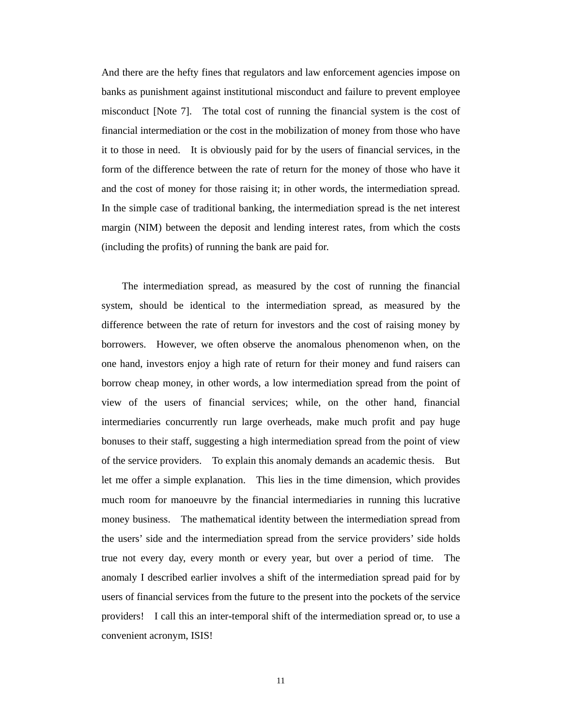And there are the hefty fines that regulators and law enforcement agencies impose on banks as punishment against institutional misconduct and failure to prevent employee misconduct [Note 7]. The total cost of running the financial system is the cost of financial intermediation or the cost in the mobilization of money from those who have it to those in need. It is obviously paid for by the users of financial services, in the form of the difference between the rate of return for the money of those who have it and the cost of money for those raising it; in other words, the intermediation spread. In the simple case of traditional banking, the intermediation spread is the net interest margin (NIM) between the deposit and lending interest rates, from which the costs (including the profits) of running the bank are paid for.

The intermediation spread, as measured by the cost of running the financial system, should be identical to the intermediation spread, as measured by the difference between the rate of return for investors and the cost of raising money by borrowers. However, we often observe the anomalous phenomenon when, on the one hand, investors enjoy a high rate of return for their money and fund raisers can borrow cheap money, in other words, a low intermediation spread from the point of view of the users of financial services; while, on the other hand, financial intermediaries concurrently run large overheads, make much profit and pay huge bonuses to their staff, suggesting a high intermediation spread from the point of view of the service providers. To explain this anomaly demands an academic thesis. But let me offer a simple explanation. This lies in the time dimension, which provides much room for manoeuvre by the financial intermediaries in running this lucrative money business. The mathematical identity between the intermediation spread from the users' side and the intermediation spread from the service providers' side holds true not every day, every month or every year, but over a period of time. The anomaly I described earlier involves a shift of the intermediation spread paid for by users of financial services from the future to the present into the pockets of the service providers! I call this an inter-temporal shift of the intermediation spread or, to use a convenient acronym, ISIS!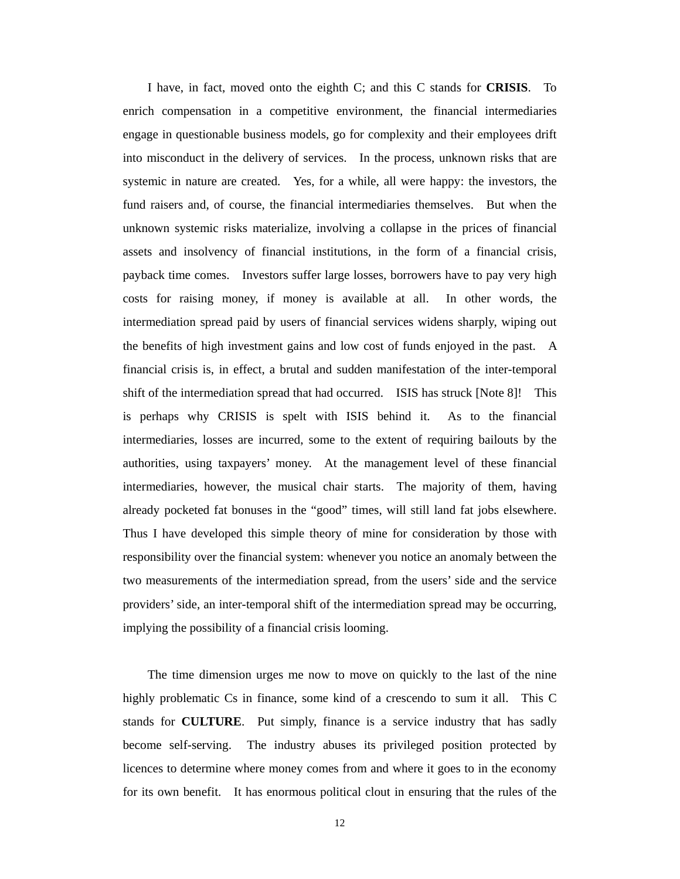I have, in fact, moved onto the eighth C; and this C stands for **CRISIS**. To enrich compensation in a competitive environment, the financial intermediaries engage in questionable business models, go for complexity and their employees drift into misconduct in the delivery of services. In the process, unknown risks that are systemic in nature are created. Yes, for a while, all were happy: the investors, the fund raisers and, of course, the financial intermediaries themselves. But when the unknown systemic risks materialize, involving a collapse in the prices of financial assets and insolvency of financial institutions, in the form of a financial crisis, payback time comes. Investors suffer large losses, borrowers have to pay very high costs for raising money, if money is available at all. In other words, the intermediation spread paid by users of financial services widens sharply, wiping out the benefits of high investment gains and low cost of funds enjoyed in the past. A financial crisis is, in effect, a brutal and sudden manifestation of the inter-temporal shift of the intermediation spread that had occurred. ISIS has struck [Note 8]! This is perhaps why CRISIS is spelt with ISIS behind it. As to the financial intermediaries, losses are incurred, some to the extent of requiring bailouts by the authorities, using taxpayers' money. At the management level of these financial intermediaries, however, the musical chair starts. The majority of them, having already pocketed fat bonuses in the "good" times, will still land fat jobs elsewhere. Thus I have developed this simple theory of mine for consideration by those with responsibility over the financial system: whenever you notice an anomaly between the two measurements of the intermediation spread, from the users' side and the service providers' side, an inter-temporal shift of the intermediation spread may be occurring, implying the possibility of a financial crisis looming.

The time dimension urges me now to move on quickly to the last of the nine highly problematic Cs in finance, some kind of a crescendo to sum it all. This C stands for **CULTURE**. Put simply, finance is a service industry that has sadly become self-serving. The industry abuses its privileged position protected by licences to determine where money comes from and where it goes to in the economy for its own benefit. It has enormous political clout in ensuring that the rules of the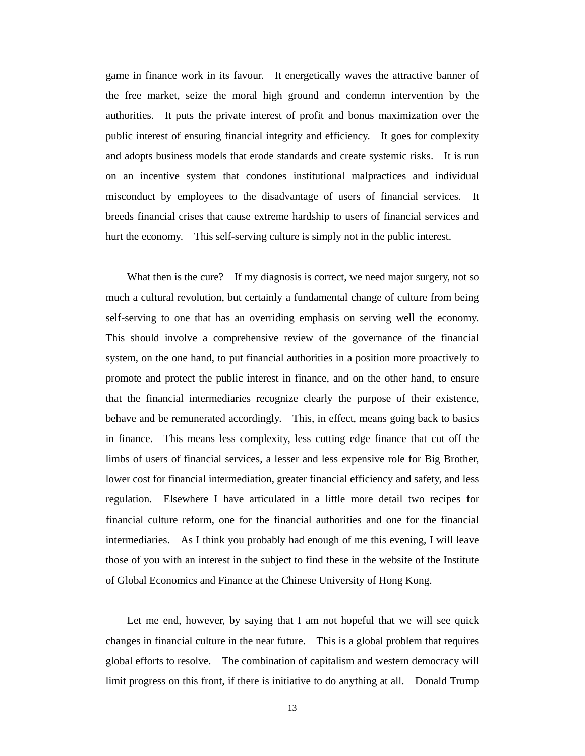game in finance work in its favour. It energetically waves the attractive banner of the free market, seize the moral high ground and condemn intervention by the authorities. It puts the private interest of profit and bonus maximization over the public interest of ensuring financial integrity and efficiency. It goes for complexity and adopts business models that erode standards and create systemic risks. It is run on an incentive system that condones institutional malpractices and individual misconduct by employees to the disadvantage of users of financial services. It breeds financial crises that cause extreme hardship to users of financial services and hurt the economy. This self-serving culture is simply not in the public interest.

What then is the cure? If my diagnosis is correct, we need major surgery, not so much a cultural revolution, but certainly a fundamental change of culture from being self-serving to one that has an overriding emphasis on serving well the economy. This should involve a comprehensive review of the governance of the financial system, on the one hand, to put financial authorities in a position more proactively to promote and protect the public interest in finance, and on the other hand, to ensure that the financial intermediaries recognize clearly the purpose of their existence, behave and be remunerated accordingly. This, in effect, means going back to basics in finance. This means less complexity, less cutting edge finance that cut off the limbs of users of financial services, a lesser and less expensive role for Big Brother, lower cost for financial intermediation, greater financial efficiency and safety, and less regulation. Elsewhere I have articulated in a little more detail two recipes for financial culture reform, one for the financial authorities and one for the financial intermediaries. As I think you probably had enough of me this evening, I will leave those of you with an interest in the subject to find these in the website of the Institute of Global Economics and Finance at the Chinese University of Hong Kong.

Let me end, however, by saying that I am not hopeful that we will see quick changes in financial culture in the near future. This is a global problem that requires global efforts to resolve. The combination of capitalism and western democracy will limit progress on this front, if there is initiative to do anything at all. Donald Trump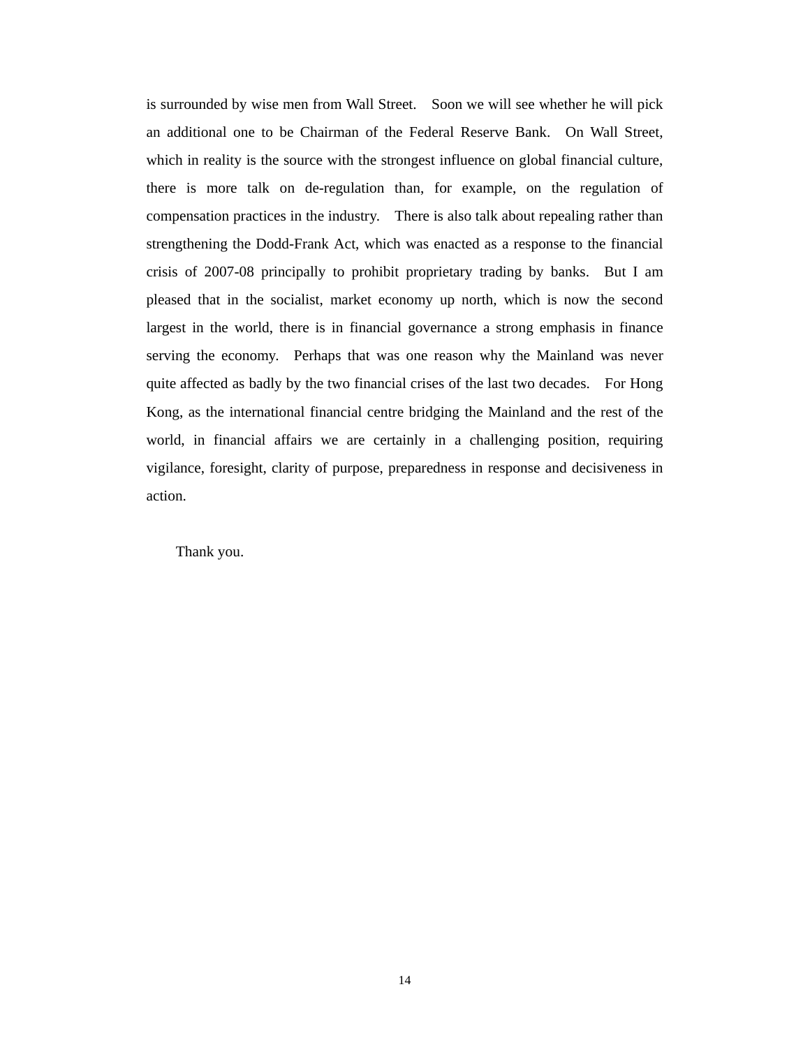is surrounded by wise men from Wall Street. Soon we will see whether he will pick an additional one to be Chairman of the Federal Reserve Bank. On Wall Street, which in reality is the source with the strongest influence on global financial culture, there is more talk on de-regulation than, for example, on the regulation of compensation practices in the industry. There is also talk about repealing rather than strengthening the Dodd-Frank Act, which was enacted as a response to the financial crisis of 2007-08 principally to prohibit proprietary trading by banks. But I am pleased that in the socialist, market economy up north, which is now the second largest in the world, there is in financial governance a strong emphasis in finance serving the economy. Perhaps that was one reason why the Mainland was never quite affected as badly by the two financial crises of the last two decades. For Hong Kong, as the international financial centre bridging the Mainland and the rest of the world, in financial affairs we are certainly in a challenging position, requiring vigilance, foresight, clarity of purpose, preparedness in response and decisiveness in action.

Thank you.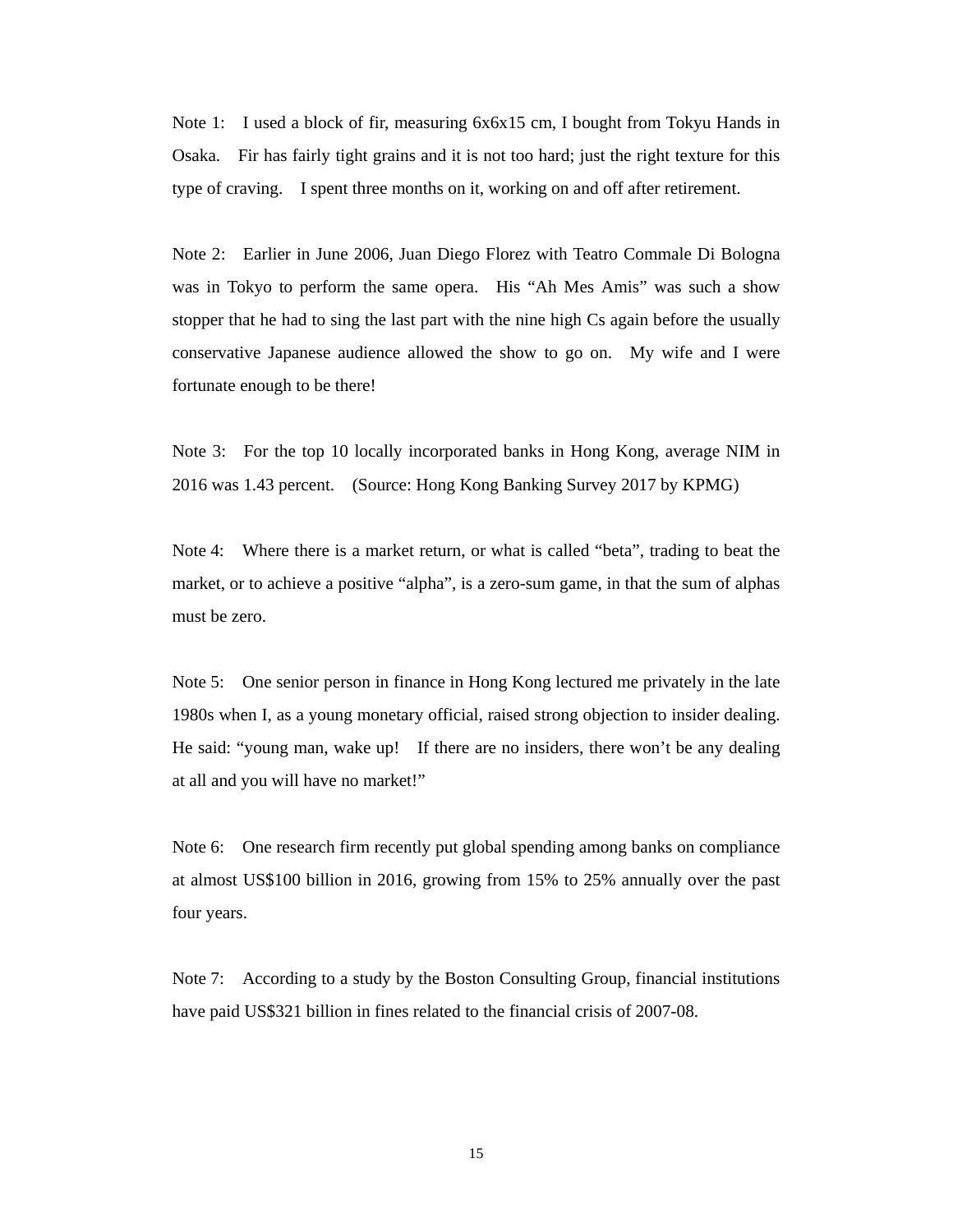Note 1: I used a block of fir, measuring 6x6x15 cm, I bought from Tokyu Hands in Osaka. Fir has fairly tight grains and it is not too hard; just the right texture for this type of craving. I spent three months on it, working on and off after retirement.

Note 2: Earlier in June 2006, Juan Diego Florez with Teatro Commale Di Bologna was in Tokyo to perform the same opera. His "Ah Mes Amis" was such a show stopper that he had to sing the last part with the nine high Cs again before the usually conservative Japanese audience allowed the show to go on. My wife and I were fortunate enough to be there!

Note 3: For the top 10 locally incorporated banks in Hong Kong, average NIM in 2016 was 1.43 percent. (Source: Hong Kong Banking Survey 2017 by KPMG)

Note 4: Where there is a market return, or what is called "beta", trading to beat the market, or to achieve a positive "alpha", is a zero-sum game, in that the sum of alphas must be zero.

Note 5: One senior person in finance in Hong Kong lectured me privately in the late 1980s when I, as a young monetary official, raised strong objection to insider dealing. He said: "young man, wake up! If there are no insiders, there won't be any dealing at all and you will have no market!"

Note 6: One research firm recently put global spending among banks on compliance at almost US$100 billion in 2016, growing from 15% to 25% annually over the past four years.

Note 7: According to a study by the Boston Consulting Group, financial institutions have paid US$321 billion in fines related to the financial crisis of 2007-08.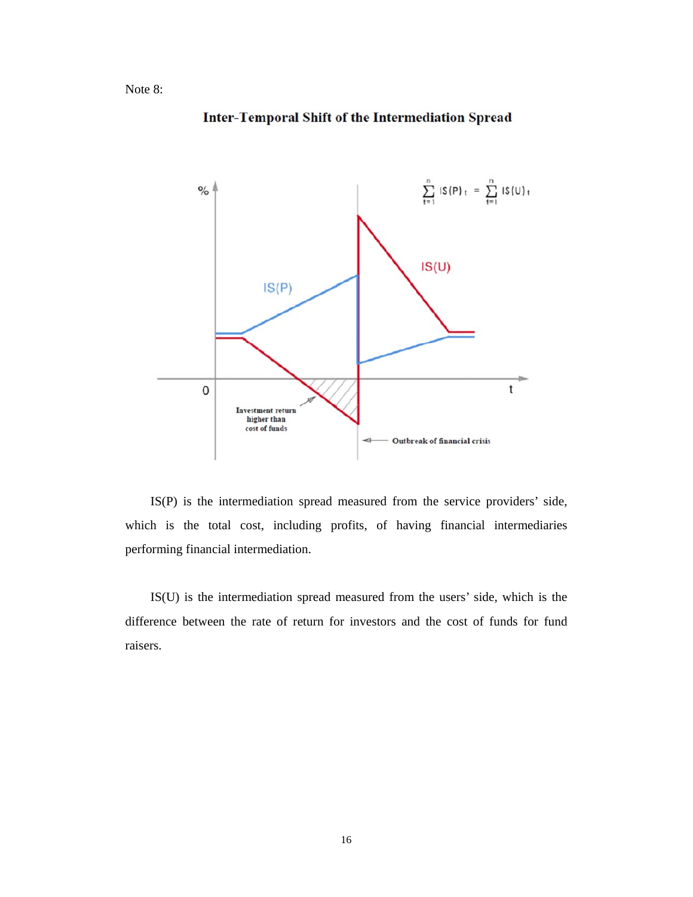Note 8:

**Inter-Temporal Shift of the Intermediation Spread**

$$\sum_{t=1}^{n} IS(P)_t = \sum_{t=1}^{n} IS(U)_t$$

%

IS(P)

IS(U)

0

t

Investment return higher than cost of funds

Outbreak of financial crisis

IS(P) is the intermediation spread measured from the service providers' side, which is the total cost, including profits, of having financial intermediaries performing financial intermediation.

IS(U) is the intermediation spread measured from the users' side, which is the difference between the rate of return for investors and the cost of funds for fund raisers.